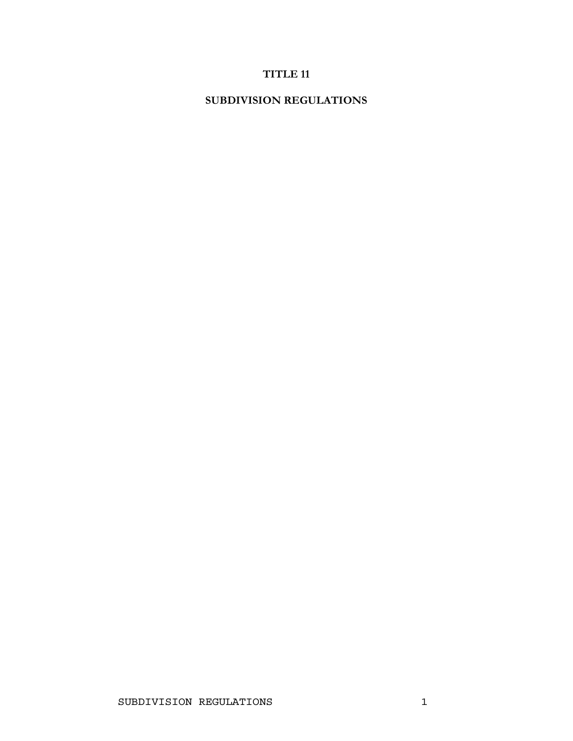# TITLE 11

# SUBDIVISION REGULATIONS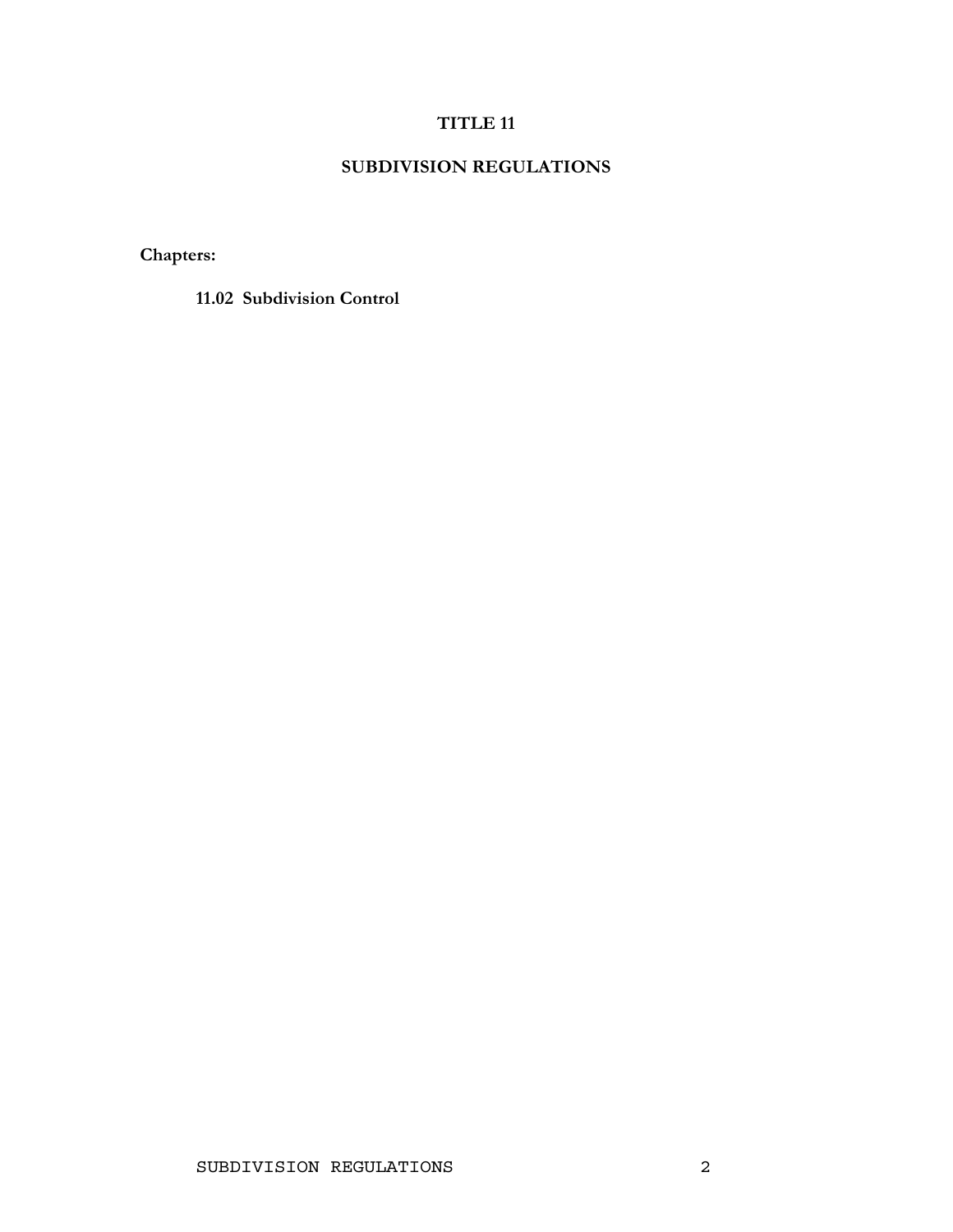# TITLE 11

## SUBDIVISION REGULATIONS

**Chapters:**

**11.02 Subdivision Control**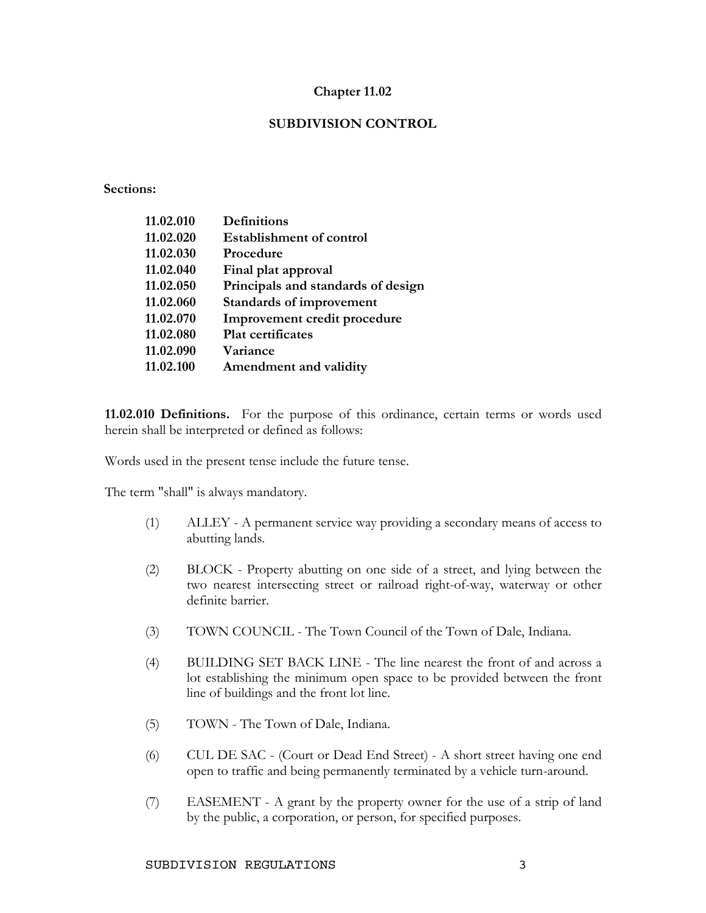# Chapter 11.02

## SUBDIVISION CONTROL

**Sections:**

| | |
|---|---|
| **11.02.010** | **Definitions** |
| **11.02.020** | **Establishment of control** |
| **11.02.030** | **Procedure** |
| **11.02.040** | **Final plat approval** |
| **11.02.050** | **Principals and standards of design** |
| **11.02.060** | **Standards of improvement** |
| **11.02.070** | **Improvement credit procedure** |
| **11.02.080** | **Plat certificates** |
| **11.02.090** | **Variance** |
| **11.02.100** | **Amendment and validity** |

**11.02.010 Definitions.** For the purpose of this ordinance, certain terms or words used herein shall be interpreted or defined as follows:

Words used in the present tense include the future tense.

The term "shall" is always mandatory.

(1) ALLEY - A permanent service way providing a secondary means of access to abutting lands.

(2) BLOCK - Property abutting on one side of a street, and lying between the two nearest intersecting street or railroad right-of-way, waterway or other definite barrier.

(3) TOWN COUNCIL - The Town Council of the Town of Dale, Indiana.

(4) BUILDING SET BACK LINE - The line nearest the front of and across a lot establishing the minimum open space to be provided between the front line of buildings and the front lot line.

(5) TOWN - The Town of Dale, Indiana.

(6) CUL DE SAC - (Court or Dead End Street) - A short street having one end open to traffic and being permanently terminated by a vehicle turn-around.

(7) EASEMENT - A grant by the property owner for the use of a strip of land by the public, a corporation, or person, for specified purposes.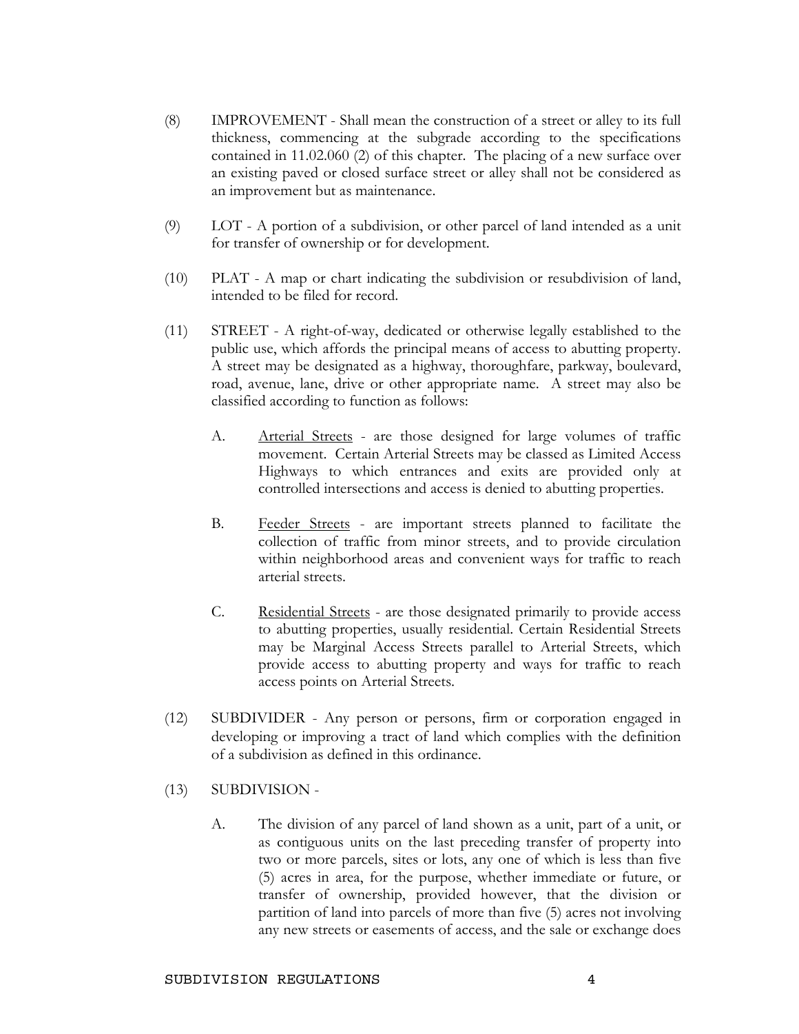(8) IMPROVEMENT - Shall mean the construction of a street or alley to its full thickness, commencing at the subgrade according to the specifications contained in 11.02.060 (2) of this chapter. The placing of a new surface over an existing paved or closed surface street or alley shall not be considered as an improvement but as maintenance.

(9) LOT - A portion of a subdivision, or other parcel of land intended as a unit for transfer of ownership or for development.

(10) PLAT - A map or chart indicating the subdivision or resubdivision of land, intended to be filed for record.

(11) STREET - A right-of-way, dedicated or otherwise legally established to the public use, which affords the principal means of access to abutting property. A street may be designated as a highway, thoroughfare, parkway, boulevard, road, avenue, lane, drive or other appropriate name. A street may also be classified according to function as follows:

   A. Arterial Streets - are those designed for large volumes of traffic movement. Certain Arterial Streets may be classed as Limited Access Highways to which entrances and exits are provided only at controlled intersections and access is denied to abutting properties.

   B. Feeder Streets - are important streets planned to facilitate the collection of traffic from minor streets, and to provide circulation within neighborhood areas and convenient ways for traffic to reach arterial streets.

   C. Residential Streets - are those designated primarily to provide access to abutting properties, usually residential. Certain Residential Streets may be Marginal Access Streets parallel to Arterial Streets, which provide access to abutting property and ways for traffic to reach access points on Arterial Streets.

(12) SUBDIVIDER - Any person or persons, firm or corporation engaged in developing or improving a tract of land which complies with the definition of a subdivision as defined in this ordinance.

(13) SUBDIVISION -

   A. The division of any parcel of land shown as a unit, part of a unit, or as contiguous units on the last preceding transfer of property into two or more parcels, sites or lots, any one of which is less than five (5) acres in area, for the purpose, whether immediate or future, or transfer of ownership, provided however, that the division or partition of land into parcels of more than five (5) acres not involving any new streets or easements of access, and the sale or exchange does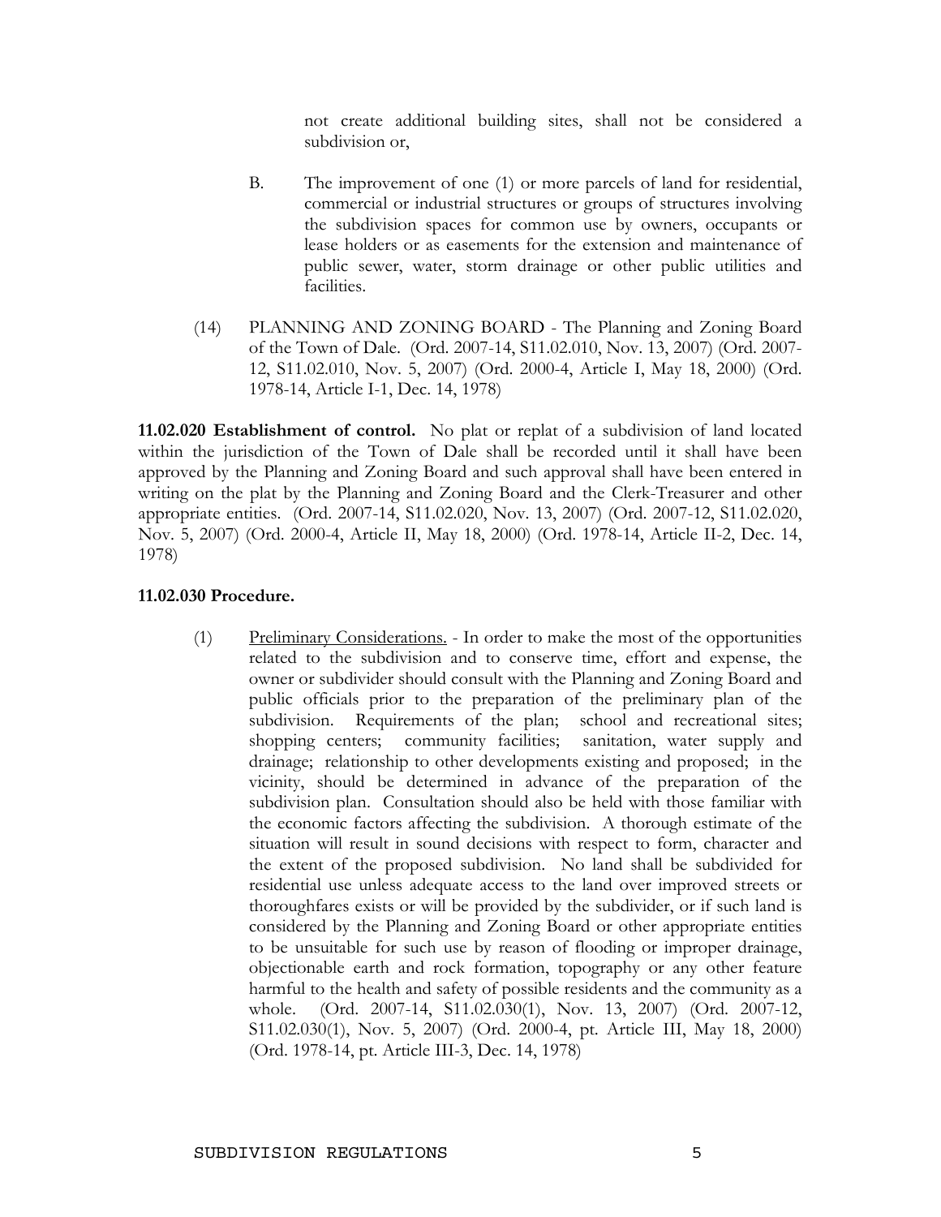not create additional building sites, shall not be considered a subdivision or,

B. The improvement of one (1) or more parcels of land for residential, commercial or industrial structures or groups of structures involving the subdivision spaces for common use by owners, occupants or lease holders or as easements for the extension and maintenance of public sewer, water, storm drainage or other public utilities and facilities.

(14) PLANNING AND ZONING BOARD - The Planning and Zoning Board of the Town of Dale. (Ord. 2007-14, S11.02.010, Nov. 13, 2007) (Ord. 2007-12, S11.02.010, Nov. 5, 2007) (Ord. 2000-4, Article I, May 18, 2000) (Ord. 1978-14, Article I-1, Dec. 14, 1978)

**11.02.020 Establishment of control.** No plat or replat of a subdivision of land located within the jurisdiction of the Town of Dale shall be recorded until it shall have been approved by the Planning and Zoning Board and such approval shall have been entered in writing on the plat by the Planning and Zoning Board and the Clerk-Treasurer and other appropriate entities. (Ord. 2007-14, S11.02.020, Nov. 13, 2007) (Ord. 2007-12, S11.02.020, Nov. 5, 2007) (Ord. 2000-4, Article II, May 18, 2000) (Ord. 1978-14, Article II-2, Dec. 14, 1978)

**11.02.030 Procedure.**

(1) Preliminary Considerations. - In order to make the most of the opportunities related to the subdivision and to conserve time, effort and expense, the owner or subdivider should consult with the Planning and Zoning Board and public officials prior to the preparation of the preliminary plan of the subdivision. Requirements of the plan; school and recreational sites; shopping centers; community facilities; sanitation, water supply and drainage; relationship to other developments existing and proposed; in the vicinity, should be determined in advance of the preparation of the subdivision plan. Consultation should also be held with those familiar with the economic factors affecting the subdivision. A thorough estimate of the situation will result in sound decisions with respect to form, character and the extent of the proposed subdivision. No land shall be subdivided for residential use unless adequate access to the land over improved streets or thoroughfares exists or will be provided by the subdivider, or if such land is considered by the Planning and Zoning Board or other appropriate entities to be unsuitable for such use by reason of flooding or improper drainage, objectionable earth and rock formation, topography or any other feature harmful to the health and safety of possible residents and the community as a whole. (Ord. 2007-14, S11.02.030(1), Nov. 13, 2007) (Ord. 2007-12, S11.02.030(1), Nov. 5, 2007) (Ord. 2000-4, pt. Article III, May 18, 2000) (Ord. 1978-14, pt. Article III-3, Dec. 14, 1978)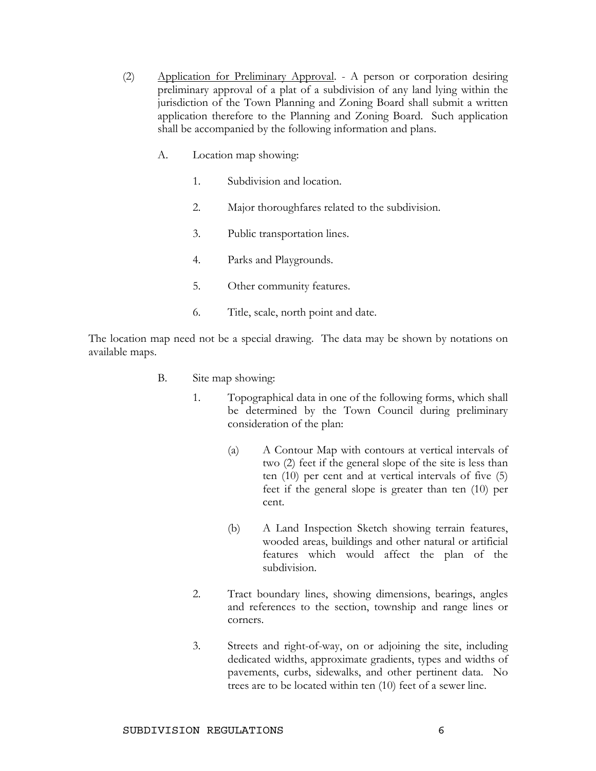(2) <u>Application for Preliminary Approval</u>. - A person or corporation desiring preliminary approval of a plat of a subdivision of any land lying within the jurisdiction of the Town Planning and Zoning Board shall submit a written application therefore to the Planning and Zoning Board. Such application shall be accompanied by the following information and plans.

A. Location map showing:

1. Subdivision and location.

2. Major thoroughfares related to the subdivision.

3. Public transportation lines.

4. Parks and Playgrounds.

5. Other community features.

6. Title, scale, north point and date.

The location map need not be a special drawing. The data may be shown by notations on available maps.

B. Site map showing:

1. Topographical data in one of the following forms, which shall be determined by the Town Council during preliminary consideration of the plan:

   (a) A Contour Map with contours at vertical intervals of two (2) feet if the general slope of the site is less than ten (10) per cent and at vertical intervals of five (5) feet if the general slope is greater than ten (10) per cent.

   (b) A Land Inspection Sketch showing terrain features, wooded areas, buildings and other natural or artificial features which would affect the plan of the subdivision.

2. Tract boundary lines, showing dimensions, bearings, angles and references to the section, township and range lines or corners.

3. Streets and right-of-way, on or adjoining the site, including dedicated widths, approximate gradients, types and widths of pavements, curbs, sidewalks, and other pertinent data. No trees are to be located within ten (10) feet of a sewer line.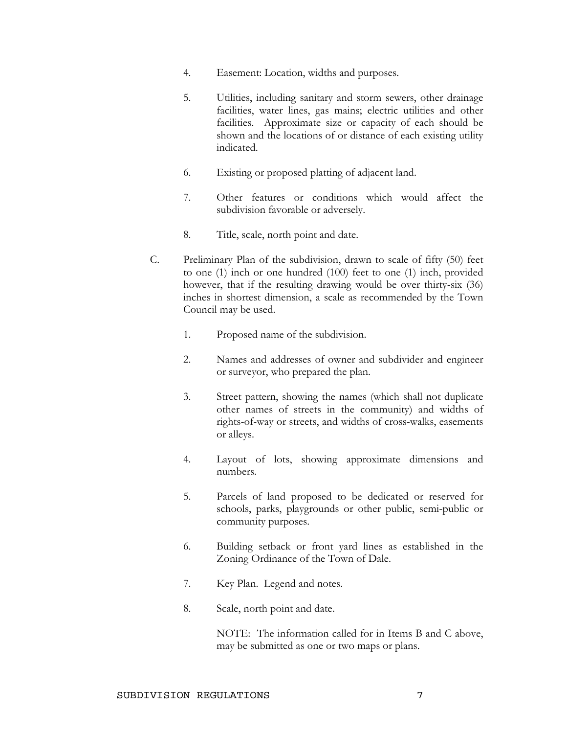4. Easement: Location, widths and purposes.

5. Utilities, including sanitary and storm sewers, other drainage facilities, water lines, gas mains; electric utilities and other facilities. Approximate size or capacity of each should be shown and the locations of or distance of each existing utility indicated.

6. Existing or proposed platting of adjacent land.

7. Other features or conditions which would affect the subdivision favorable or adversely.

8. Title, scale, north point and date.

C. Preliminary Plan of the subdivision, drawn to scale of fifty (50) feet to one (1) inch or one hundred (100) feet to one (1) inch, provided however, that if the resulting drawing would be over thirty-six (36) inches in shortest dimension, a scale as recommended by the Town Council may be used.

   1. Proposed name of the subdivision.

   2. Names and addresses of owner and subdivider and engineer or surveyor, who prepared the plan.

   3. Street pattern, showing the names (which shall not duplicate other names of streets in the community) and widths of rights-of-way or streets, and widths of cross-walks, easements or alleys.

   4. Layout of lots, showing approximate dimensions and numbers.

   5. Parcels of land proposed to be dedicated or reserved for schools, parks, playgrounds or other public, semi-public or community purposes.

   6. Building setback or front yard lines as established in the Zoning Ordinance of the Town of Dale.

   7. Key Plan. Legend and notes.

   8. Scale, north point and date.

   NOTE: The information called for in Items B and C above, may be submitted as one or two maps or plans.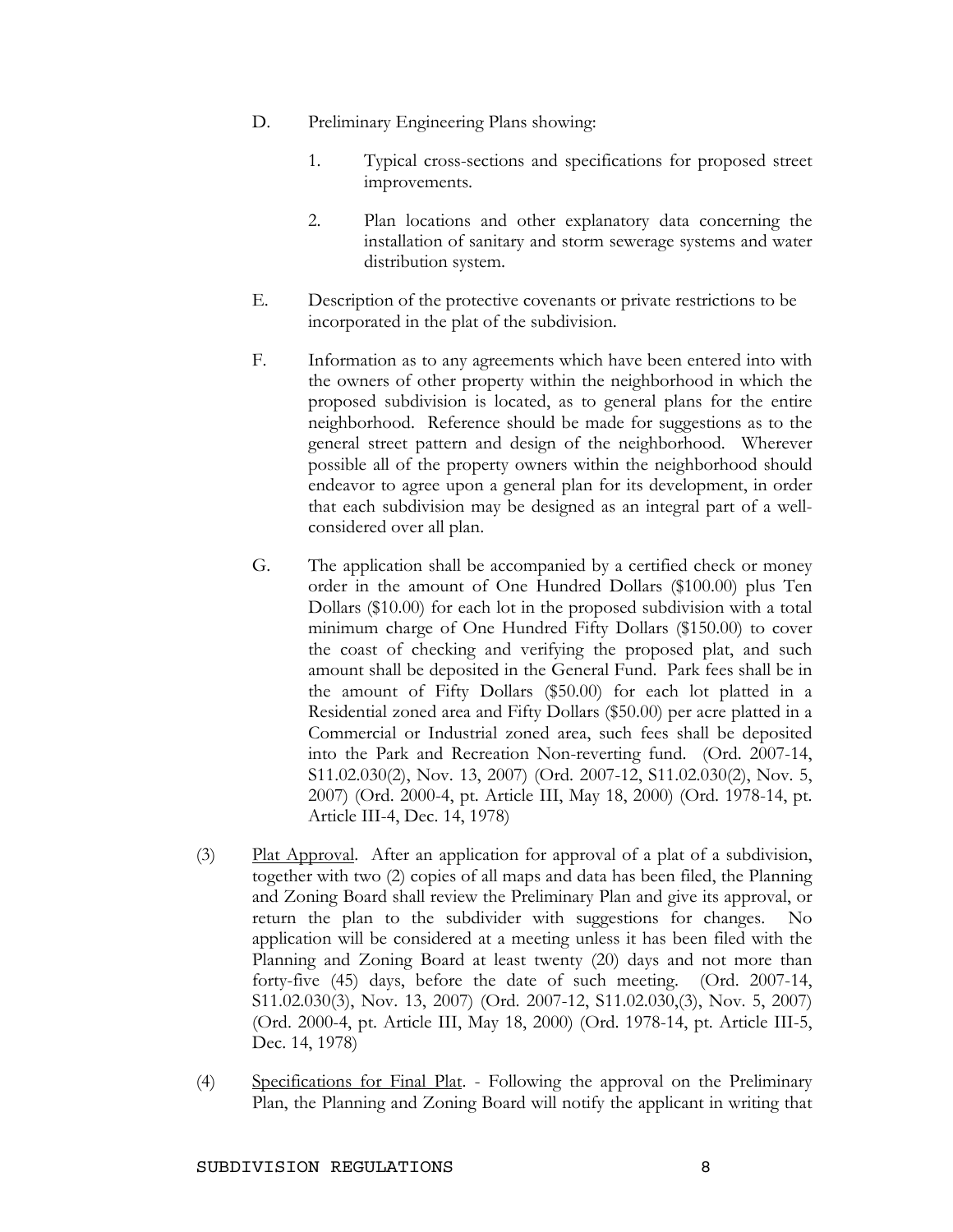D. Preliminary Engineering Plans showing:

   1. Typical cross-sections and specifications for proposed street improvements.

   2. Plan locations and other explanatory data concerning the installation of sanitary and storm sewerage systems and water distribution system.

E. Description of the protective covenants or private restrictions to be incorporated in the plat of the subdivision.

F. Information as to any agreements which have been entered into with the owners of other property within the neighborhood in which the proposed subdivision is located, as to general plans for the entire neighborhood. Reference should be made for suggestions as to the general street pattern and design of the neighborhood. Wherever possible all of the property owners within the neighborhood should endeavor to agree upon a general plan for its development, in order that each subdivision may be designed as an integral part of a well-considered over all plan.

G. The application shall be accompanied by a certified check or money order in the amount of One Hundred Dollars ($100.00) plus Ten Dollars ($10.00) for each lot in the proposed subdivision with a total minimum charge of One Hundred Fifty Dollars ($150.00) to cover the coast of checking and verifying the proposed plat, and such amount shall be deposited in the General Fund. Park fees shall be in the amount of Fifty Dollars ($50.00) for each lot platted in a Residential zoned area and Fifty Dollars ($50.00) per acre platted in a Commercial or Industrial zoned area, such fees shall be deposited into the Park and Recreation Non-reverting fund. (Ord. 2007-14, S11.02.030(2), Nov. 13, 2007) (Ord. 2007-12, S11.02.030(2), Nov. 5, 2007) (Ord. 2000-4, pt. Article III, May 18, 2000) (Ord. 1978-14, pt. Article III-4, Dec. 14, 1978)

(3) Plat Approval. After an application for approval of a plat of a subdivision, together with two (2) copies of all maps and data has been filed, the Planning and Zoning Board shall review the Preliminary Plan and give its approval, or return the plan to the subdivider with suggestions for changes. No application will be considered at a meeting unless it has been filed with the Planning and Zoning Board at least twenty (20) days and not more than forty-five (45) days, before the date of such meeting. (Ord. 2007-14, S11.02.030(3), Nov. 13, 2007) (Ord. 2007-12, S11.02.030,(3), Nov. 5, 2007) (Ord. 2000-4, pt. Article III, May 18, 2000) (Ord. 1978-14, pt. Article III-5, Dec. 14, 1978)

(4) Specifications for Final Plat. - Following the approval on the Preliminary Plan, the Planning and Zoning Board will notify the applicant in writing that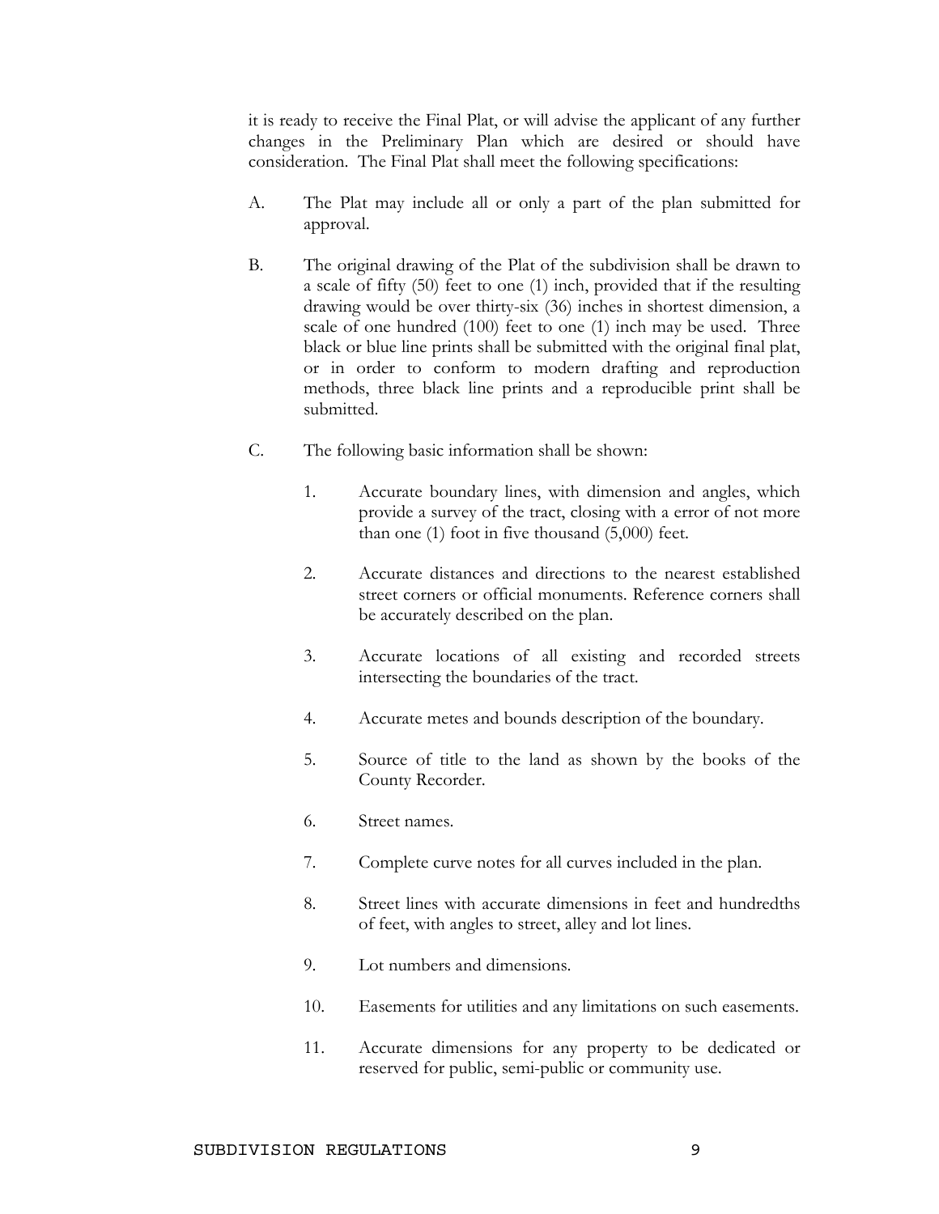it is ready to receive the Final Plat, or will advise the applicant of any further changes in the Preliminary Plan which are desired or should have consideration. The Final Plat shall meet the following specifications:

A. The Plat may include all or only a part of the plan submitted for approval.

B. The original drawing of the Plat of the subdivision shall be drawn to a scale of fifty (50) feet to one (1) inch, provided that if the resulting drawing would be over thirty-six (36) inches in shortest dimension, a scale of one hundred (100) feet to one (1) inch may be used. Three black or blue line prints shall be submitted with the original final plat, or in order to conform to modern drafting and reproduction methods, three black line prints and a reproducible print shall be submitted.

C. The following basic information shall be shown:

   1. Accurate boundary lines, with dimension and angles, which provide a survey of the tract, closing with a error of not more than one (1) foot in five thousand (5,000) feet.

   2. Accurate distances and directions to the nearest established street corners or official monuments. Reference corners shall be accurately described on the plan.

   3. Accurate locations of all existing and recorded streets intersecting the boundaries of the tract.

   4. Accurate metes and bounds description of the boundary.

   5. Source of title to the land as shown by the books of the County Recorder.

   6. Street names.

   7. Complete curve notes for all curves included in the plan.

   8. Street lines with accurate dimensions in feet and hundredths of feet, with angles to street, alley and lot lines.

   9. Lot numbers and dimensions.

   10. Easements for utilities and any limitations on such easements.

   11. Accurate dimensions for any property to be dedicated or reserved for public, semi-public or community use.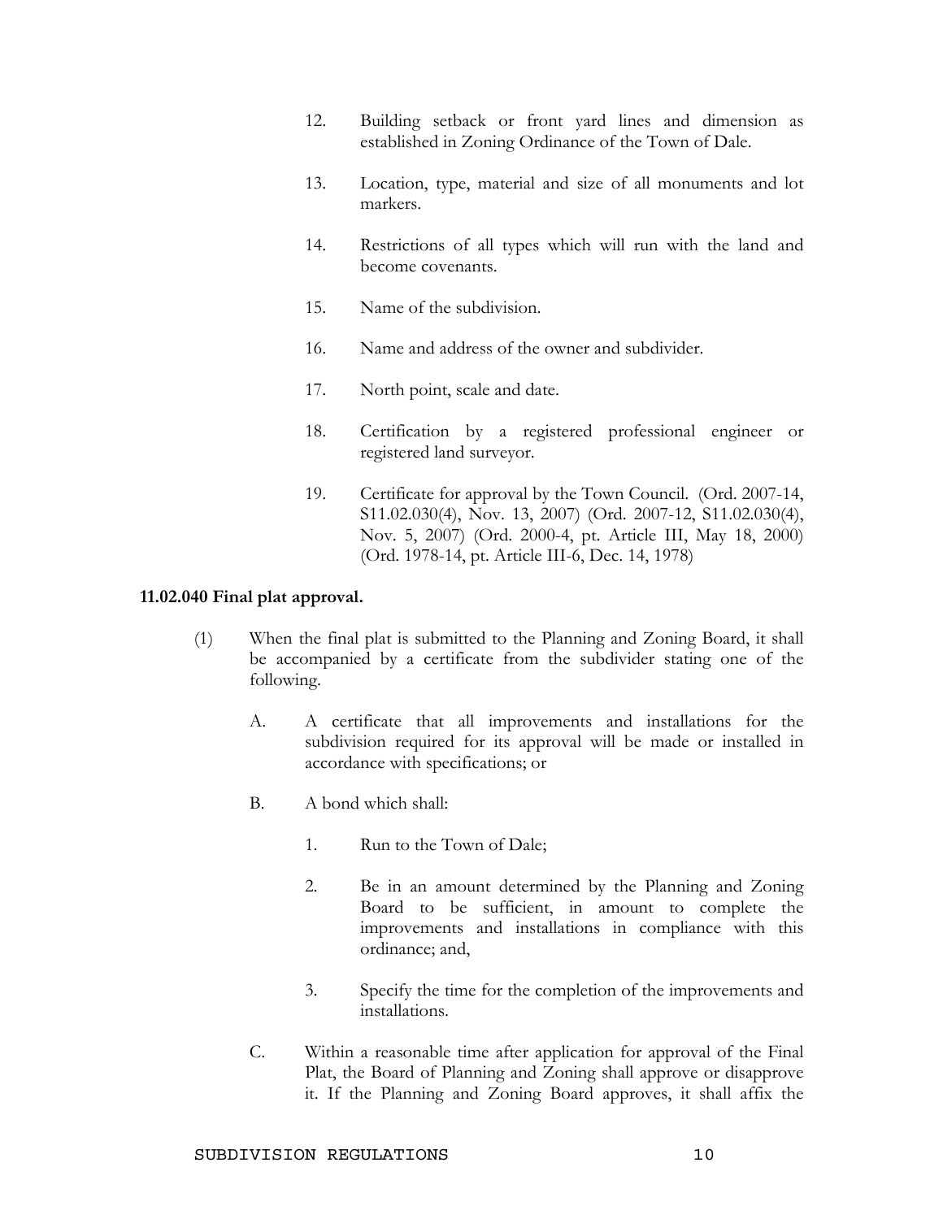12. Building setback or front yard lines and dimension as established in Zoning Ordinance of the Town of Dale.

13. Location, type, material and size of all monuments and lot markers.

14. Restrictions of all types which will run with the land and become covenants.

15. Name of the subdivision.

16. Name and address of the owner and subdivider.

17. North point, scale and date.

18. Certification by a registered professional engineer or registered land surveyor.

19. Certificate for approval by the Town Council. (Ord. 2007-14, S11.02.030(4), Nov. 13, 2007) (Ord. 2007-12, S11.02.030(4), Nov. 5, 2007) (Ord. 2000-4, pt. Article III, May 18, 2000) (Ord. 1978-14, pt. Article III-6, Dec. 14, 1978)

**11.02.040 Final plat approval.**

(1) When the final plat is submitted to the Planning and Zoning Board, it shall be accompanied by a certificate from the subdivider stating one of the following.

A. A certificate that all improvements and installations for the subdivision required for its approval will be made or installed in accordance with specifications; or

B. A bond which shall:

1. Run to the Town of Dale;

2. Be in an amount determined by the Planning and Zoning Board to be sufficient, in amount to complete the improvements and installations in compliance with this ordinance; and,

3. Specify the time for the completion of the improvements and installations.

C. Within a reasonable time after application for approval of the Final Plat, the Board of Planning and Zoning shall approve or disapprove it. If the Planning and Zoning Board approves, it shall affix the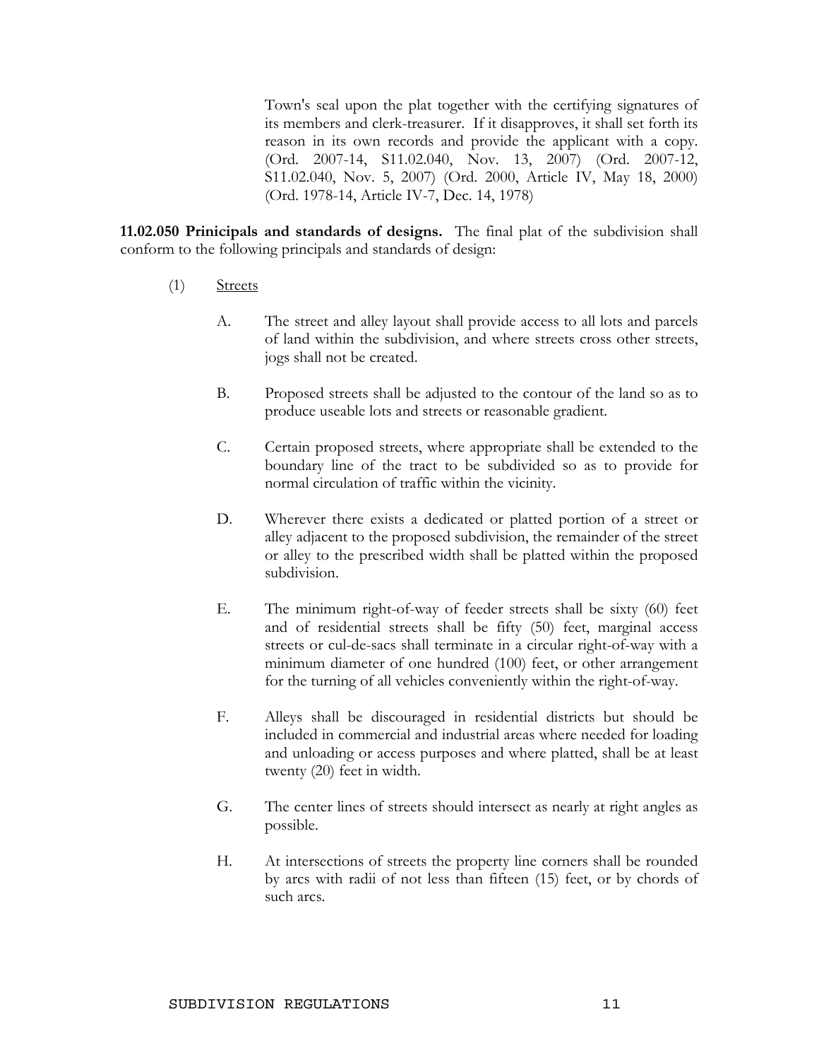Town's seal upon the plat together with the certifying signatures of its members and clerk-treasurer. If it disapproves, it shall set forth its reason in its own records and provide the applicant with a copy. (Ord. 2007-14, S11.02.040, Nov. 13, 2007) (Ord. 2007-12, S11.02.040, Nov. 5, 2007) (Ord. 2000, Article IV, May 18, 2000) (Ord. 1978-14, Article IV-7, Dec. 14, 1978)

**11.02.050 Prinicipals and standards of designs.** The final plat of the subdivision shall conform to the following principals and standards of design:

(1) Streets

A. The street and alley layout shall provide access to all lots and parcels of land within the subdivision, and where streets cross other streets, jogs shall not be created.

B. Proposed streets shall be adjusted to the contour of the land so as to produce useable lots and streets or reasonable gradient.

C. Certain proposed streets, where appropriate shall be extended to the boundary line of the tract to be subdivided so as to provide for normal circulation of traffic within the vicinity.

D. Wherever there exists a dedicated or platted portion of a street or alley adjacent to the proposed subdivision, the remainder of the street or alley to the prescribed width shall be platted within the proposed subdivision.

E. The minimum right-of-way of feeder streets shall be sixty (60) feet and of residential streets shall be fifty (50) feet, marginal access streets or cul-de-sacs shall terminate in a circular right-of-way with a minimum diameter of one hundred (100) feet, or other arrangement for the turning of all vehicles conveniently within the right-of-way.

F. Alleys shall be discouraged in residential districts but should be included in commercial and industrial areas where needed for loading and unloading or access purposes and where platted, shall be at least twenty (20) feet in width.

G. The center lines of streets should intersect as nearly at right angles as possible.

H. At intersections of streets the property line corners shall be rounded by arcs with radii of not less than fifteen (15) feet, or by chords of such arcs.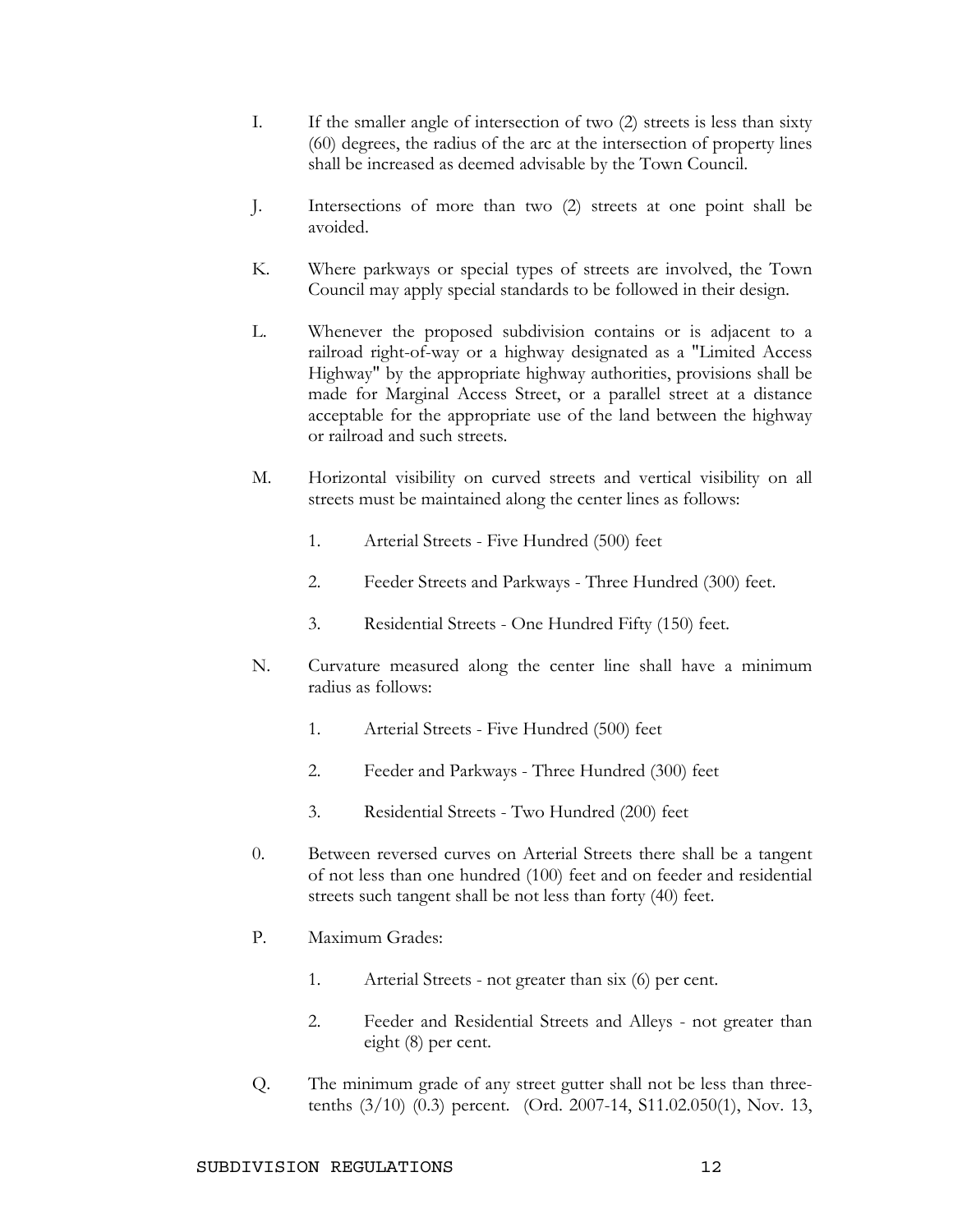I. If the smaller angle of intersection of two (2) streets is less than sixty (60) degrees, the radius of the arc at the intersection of property lines shall be increased as deemed advisable by the Town Council.

J. Intersections of more than two (2) streets at one point shall be avoided.

K. Where parkways or special types of streets are involved, the Town Council may apply special standards to be followed in their design.

L. Whenever the proposed subdivision contains or is adjacent to a railroad right-of-way or a highway designated as a "Limited Access Highway" by the appropriate highway authorities, provisions shall be made for Marginal Access Street, or a parallel street at a distance acceptable for the appropriate use of the land between the highway or railroad and such streets.

M. Horizontal visibility on curved streets and vertical visibility on all streets must be maintained along the center lines as follows:

   1. Arterial Streets - Five Hundred (500) feet

   2. Feeder Streets and Parkways - Three Hundred (300) feet.

   3. Residential Streets - One Hundred Fifty (150) feet.

N. Curvature measured along the center line shall have a minimum radius as follows:

   1. Arterial Streets - Five Hundred (500) feet

   2. Feeder and Parkways - Three Hundred (300) feet

   3. Residential Streets - Two Hundred (200) feet

0. Between reversed curves on Arterial Streets there shall be a tangent of not less than one hundred (100) feet and on feeder and residential streets such tangent shall be not less than forty (40) feet.

P. Maximum Grades:

   1. Arterial Streets - not greater than six (6) per cent.

   2. Feeder and Residential Streets and Alleys - not greater than eight (8) per cent.

Q. The minimum grade of any street gutter shall not be less than three-tenths (3/10) (0.3) percent. (Ord. 2007-14, S11.02.050(1), Nov. 13,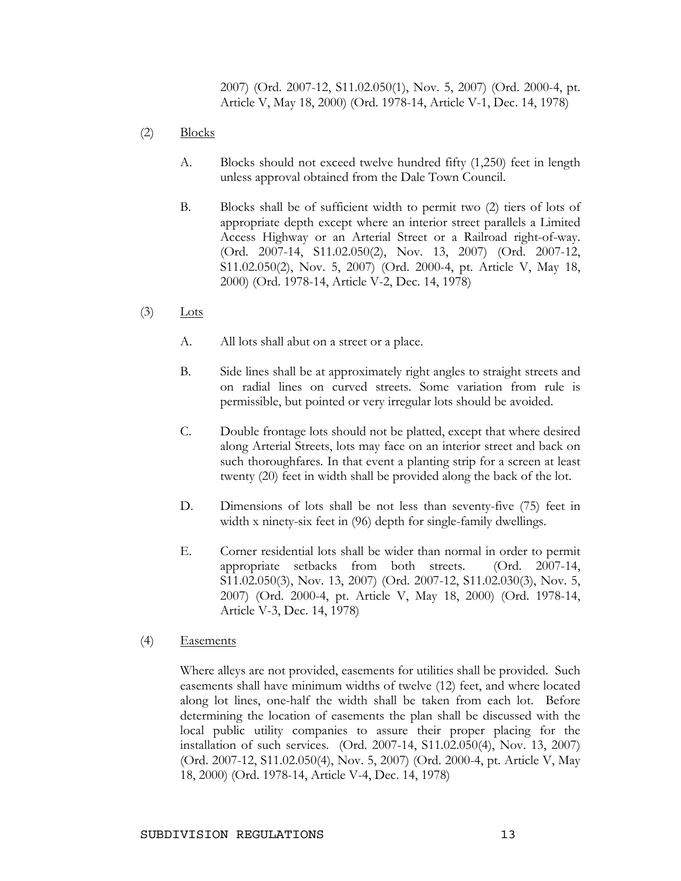2007) (Ord. 2007-12, S11.02.050(1), Nov. 5, 2007) (Ord. 2000-4, pt. Article V, May 18, 2000) (Ord. 1978-14, Article V-1, Dec. 14, 1978)

(2) Blocks

A. Blocks should not exceed twelve hundred fifty (1,250) feet in length unless approval obtained from the Dale Town Council.

B. Blocks shall be of sufficient width to permit two (2) tiers of lots of appropriate depth except where an interior street parallels a Limited Access Highway or an Arterial Street or a Railroad right-of-way. (Ord. 2007-14, S11.02.050(2), Nov. 13, 2007) (Ord. 2007-12, S11.02.050(2), Nov. 5, 2007) (Ord. 2000-4, pt. Article V, May 18, 2000) (Ord. 1978-14, Article V-2, Dec. 14, 1978)

(3) Lots

A. All lots shall abut on a street or a place.

B. Side lines shall be at approximately right angles to straight streets and on radial lines on curved streets. Some variation from rule is permissible, but pointed or very irregular lots should be avoided.

C. Double frontage lots should not be platted, except that where desired along Arterial Streets, lots may face on an interior street and back on such thoroughfares. In that event a planting strip for a screen at least twenty (20) feet in width shall be provided along the back of the lot.

D. Dimensions of lots shall be not less than seventy-five (75) feet in width x ninety-six feet in (96) depth for single-family dwellings.

E. Corner residential lots shall be wider than normal in order to permit appropriate setbacks from both streets. (Ord. 2007-14, S11.02.050(3), Nov. 13, 2007) (Ord. 2007-12, S11.02.030(3), Nov. 5, 2007) (Ord. 2000-4, pt. Article V, May 18, 2000) (Ord. 1978-14, Article V-3, Dec. 14, 1978)

(4) Easements

Where alleys are not provided, easements for utilities shall be provided. Such easements shall have minimum widths of twelve (12) feet, and where located along lot lines, one-half the width shall be taken from each lot. Before determining the location of easements the plan shall be discussed with the local public utility companies to assure their proper placing for the installation of such services. (Ord. 2007-14, S11.02.050(4), Nov. 13, 2007) (Ord. 2007-12, S11.02.050(4), Nov. 5, 2007) (Ord. 2000-4, pt. Article V, May 18, 2000) (Ord. 1978-14, Article V-4, Dec. 14, 1978)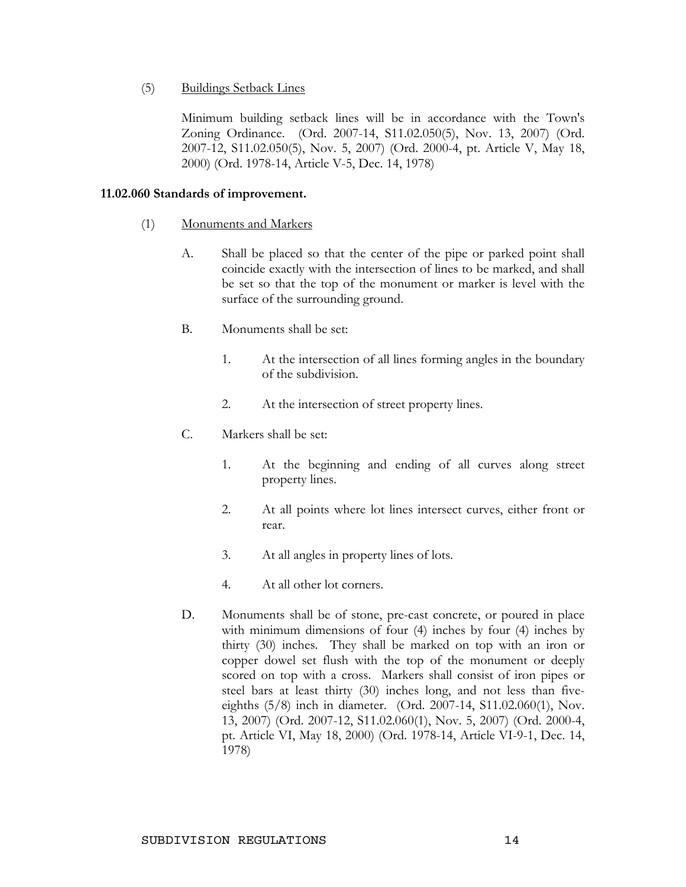(5) Buildings Setback Lines

Minimum building setback lines will be in accordance with the Town's Zoning Ordinance. (Ord. 2007-14, S11.02.050(5), Nov. 13, 2007) (Ord. 2007-12, S11.02.050(5), Nov. 5, 2007) (Ord. 2000-4, pt. Article V, May 18, 2000) (Ord. 1978-14, Article V-5, Dec. 14, 1978)

**11.02.060 Standards of improvement.**

(1) Monuments and Markers

A. Shall be placed so that the center of the pipe or parked point shall coincide exactly with the intersection of lines to be marked, and shall be set so that the top of the monument or marker is level with the surface of the surrounding ground.

B. Monuments shall be set:

1. At the intersection of all lines forming angles in the boundary of the subdivision.

2. At the intersection of street property lines.

C. Markers shall be set:

1. At the beginning and ending of all curves along street property lines.

2. At all points where lot lines intersect curves, either front or rear.

3. At all angles in property lines of lots.

4. At all other lot corners.

D. Monuments shall be of stone, pre-cast concrete, or poured in place with minimum dimensions of four (4) inches by four (4) inches by thirty (30) inches. They shall be marked on top with an iron or copper dowel set flush with the top of the monument or deeply scored on top with a cross. Markers shall consist of iron pipes or steel bars at least thirty (30) inches long, and not less than five-eighths (5/8) inch in diameter. (Ord. 2007-14, S11.02.060(1), Nov. 13, 2007) (Ord. 2007-12, S11.02.060(1), Nov. 5, 2007) (Ord. 2000-4, pt. Article VI, May 18, 2000) (Ord. 1978-14, Article VI-9-1, Dec. 14, 1978)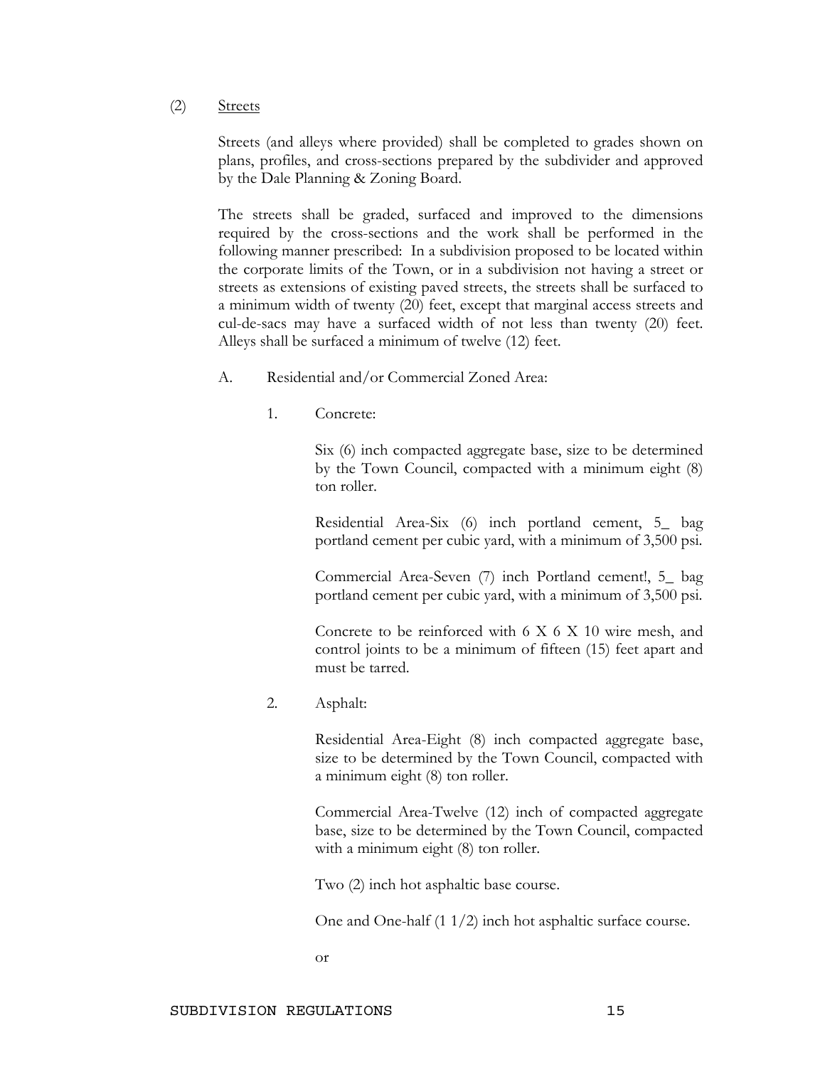(2) Streets

Streets (and alleys where provided) shall be completed to grades shown on plans, profiles, and cross-sections prepared by the subdivider and approved by the Dale Planning & Zoning Board.

The streets shall be graded, surfaced and improved to the dimensions required by the cross-sections and the work shall be performed in the following manner prescribed: In a subdivision proposed to be located within the corporate limits of the Town, or in a subdivision not having a street or streets as extensions of existing paved streets, the streets shall be surfaced to a minimum width of twenty (20) feet, except that marginal access streets and cul-de-sacs may have a surfaced width of not less than twenty (20) feet. Alleys shall be surfaced a minimum of twelve (12) feet.

A. Residential and/or Commercial Zoned Area:

1. Concrete:

   Six (6) inch compacted aggregate base, size to be determined by the Town Council, compacted with a minimum eight (8) ton roller.

   Residential Area-Six (6) inch portland cement, 5_ bag portland cement per cubic yard, with a minimum of 3,500 psi.

   Commercial Area-Seven (7) inch Portland cement!, 5_ bag portland cement per cubic yard, with a minimum of 3,500 psi.

   Concrete to be reinforced with 6 X 6 X 10 wire mesh, and control joints to be a minimum of fifteen (15) feet apart and must be tarred.

2. Asphalt:

   Residential Area-Eight (8) inch compacted aggregate base, size to be determined by the Town Council, compacted with a minimum eight (8) ton roller.

   Commercial Area-Twelve (12) inch of compacted aggregate base, size to be determined by the Town Council, compacted with a minimum eight (8) ton roller.

   Two (2) inch hot asphaltic base course.

   One and One-half (1 1/2) inch hot asphaltic surface course.

   or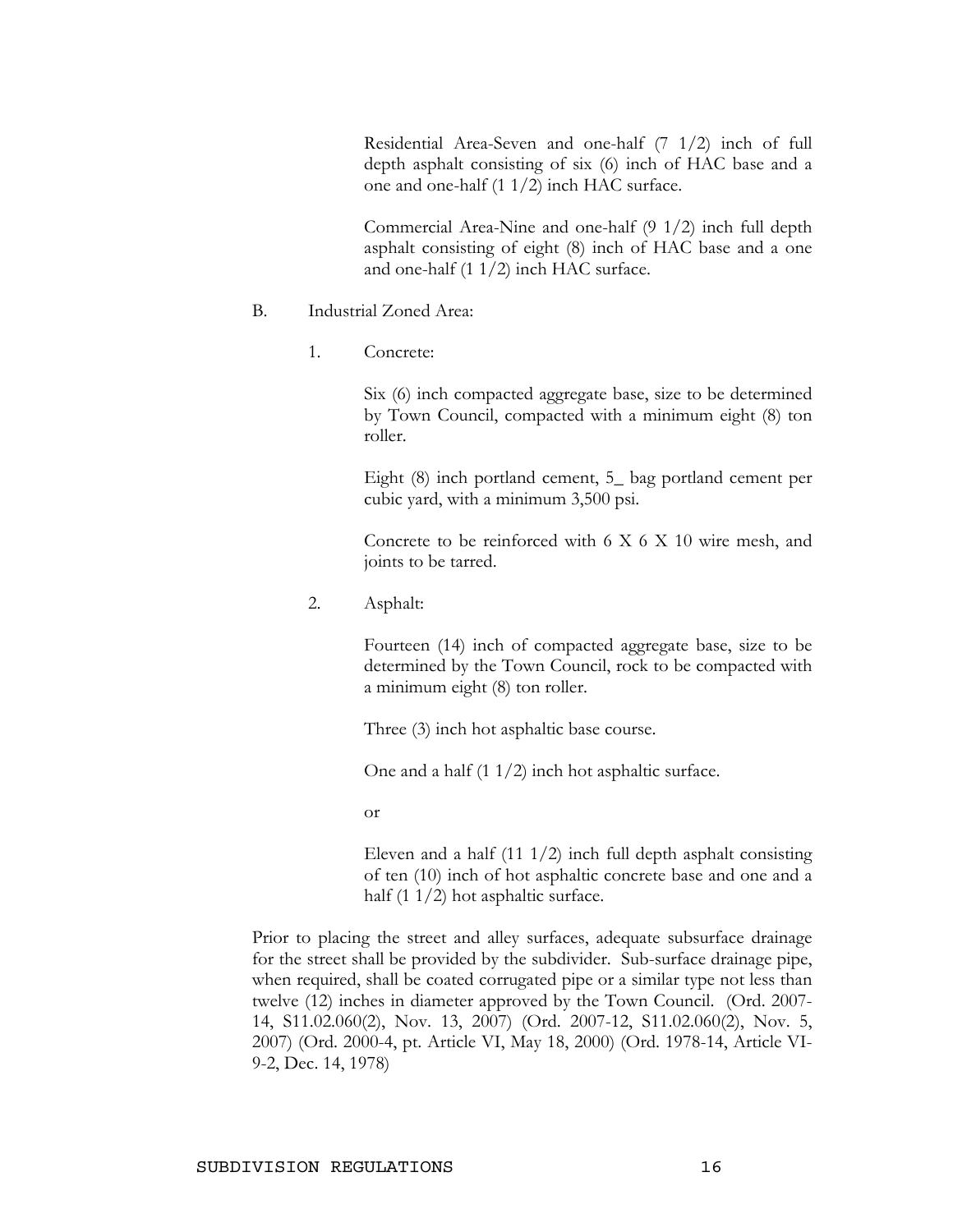Residential Area-Seven and one-half (7 1/2) inch of full depth asphalt consisting of six (6) inch of HAC base and a one and one-half (1 1/2) inch HAC surface.

Commercial Area-Nine and one-half (9 1/2) inch full depth asphalt consisting of eight (8) inch of HAC base and a one and one-half (1 1/2) inch HAC surface.

B. Industrial Zoned Area:

1. Concrete:

Six (6) inch compacted aggregate base, size to be determined by Town Council, compacted with a minimum eight (8) ton roller.

Eight (8) inch portland cement, 5_ bag portland cement per cubic yard, with a minimum 3,500 psi.

Concrete to be reinforced with 6 X 6 X 10 wire mesh, and joints to be tarred.

2. Asphalt:

Fourteen (14) inch of compacted aggregate base, size to be determined by the Town Council, rock to be compacted with a minimum eight (8) ton roller.

Three (3) inch hot asphaltic base course.

One and a half (1 1/2) inch hot asphaltic surface.

or

Eleven and a half (11 1/2) inch full depth asphalt consisting of ten (10) inch of hot asphaltic concrete base and one and a half (1 1/2) hot asphaltic surface.

Prior to placing the street and alley surfaces, adequate subsurface drainage for the street shall be provided by the subdivider. Sub-surface drainage pipe, when required, shall be coated corrugated pipe or a similar type not less than twelve (12) inches in diameter approved by the Town Council. (Ord. 2007-14, S11.02.060(2), Nov. 13, 2007) (Ord. 2007-12, S11.02.060(2), Nov. 5, 2007) (Ord. 2000-4, pt. Article VI, May 18, 2000) (Ord. 1978-14, Article VI-9-2, Dec. 14, 1978)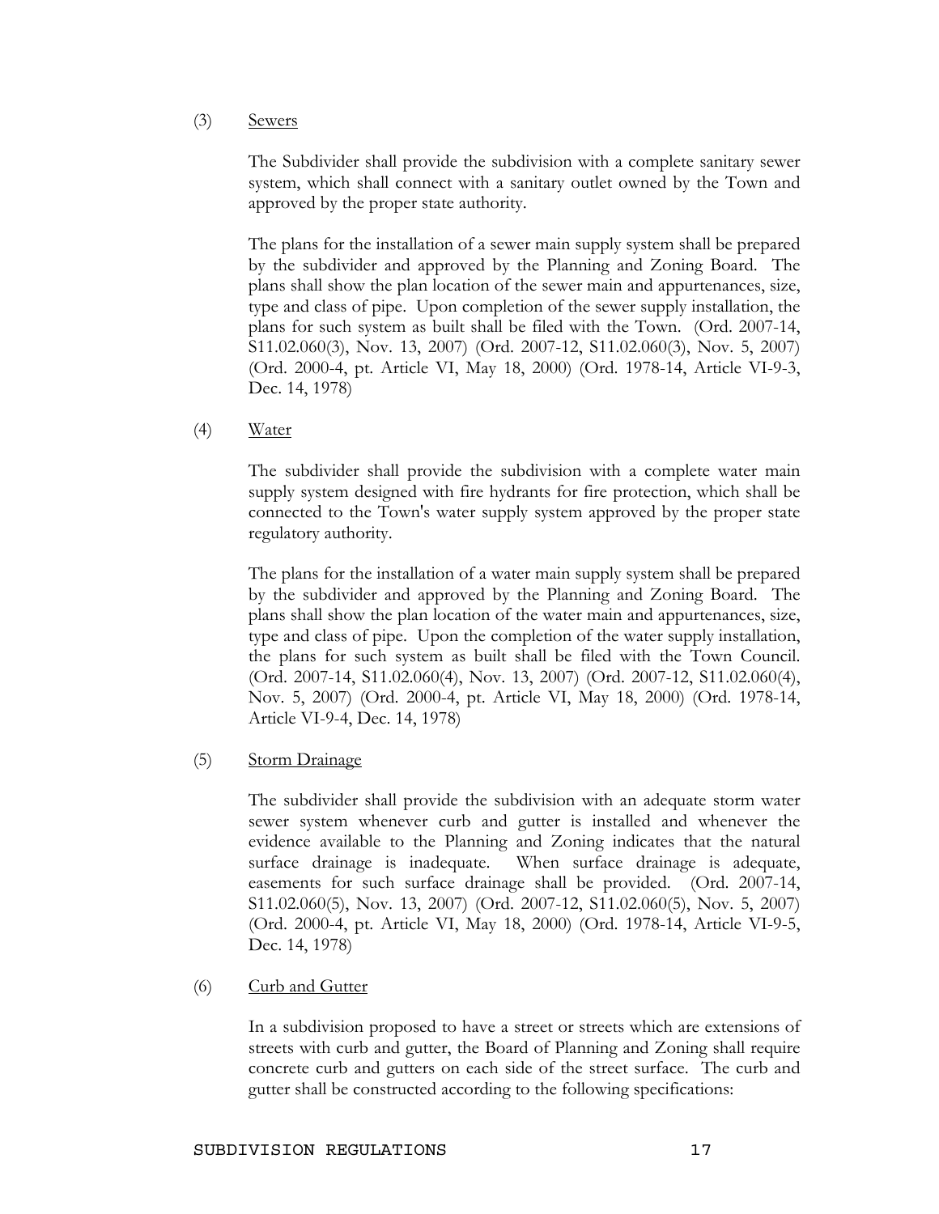(3) <u>Sewers</u>

The Subdivider shall provide the subdivision with a complete sanitary sewer system, which shall connect with a sanitary outlet owned by the Town and approved by the proper state authority.

The plans for the installation of a sewer main supply system shall be prepared by the subdivider and approved by the Planning and Zoning Board. The plans shall show the plan location of the sewer main and appurtenances, size, type and class of pipe. Upon completion of the sewer supply installation, the plans for such system as built shall be filed with the Town. (Ord. 2007-14, S11.02.060(3), Nov. 13, 2007) (Ord. 2007-12, S11.02.060(3), Nov. 5, 2007) (Ord. 2000-4, pt. Article VI, May 18, 2000) (Ord. 1978-14, Article VI-9-3, Dec. 14, 1978)

(4) <u>Water</u>

The subdivider shall provide the subdivision with a complete water main supply system designed with fire hydrants for fire protection, which shall be connected to the Town's water supply system approved by the proper state regulatory authority.

The plans for the installation of a water main supply system shall be prepared by the subdivider and approved by the Planning and Zoning Board. The plans shall show the plan location of the water main and appurtenances, size, type and class of pipe. Upon the completion of the water supply installation, the plans for such system as built shall be filed with the Town Council. (Ord. 2007-14, S11.02.060(4), Nov. 13, 2007) (Ord. 2007-12, S11.02.060(4), Nov. 5, 2007) (Ord. 2000-4, pt. Article VI, May 18, 2000) (Ord. 1978-14, Article VI-9-4, Dec. 14, 1978)

(5) <u>Storm Drainage</u>

The subdivider shall provide the subdivision with an adequate storm water sewer system whenever curb and gutter is installed and whenever the evidence available to the Planning and Zoning indicates that the natural surface drainage is inadequate. When surface drainage is adequate, easements for such surface drainage shall be provided. (Ord. 2007-14, S11.02.060(5), Nov. 13, 2007) (Ord. 2007-12, S11.02.060(5), Nov. 5, 2007) (Ord. 2000-4, pt. Article VI, May 18, 2000) (Ord. 1978-14, Article VI-9-5, Dec. 14, 1978)

(6) <u>Curb and Gutter</u>

In a subdivision proposed to have a street or streets which are extensions of streets with curb and gutter, the Board of Planning and Zoning shall require concrete curb and gutters on each side of the street surface. The curb and gutter shall be constructed according to the following specifications: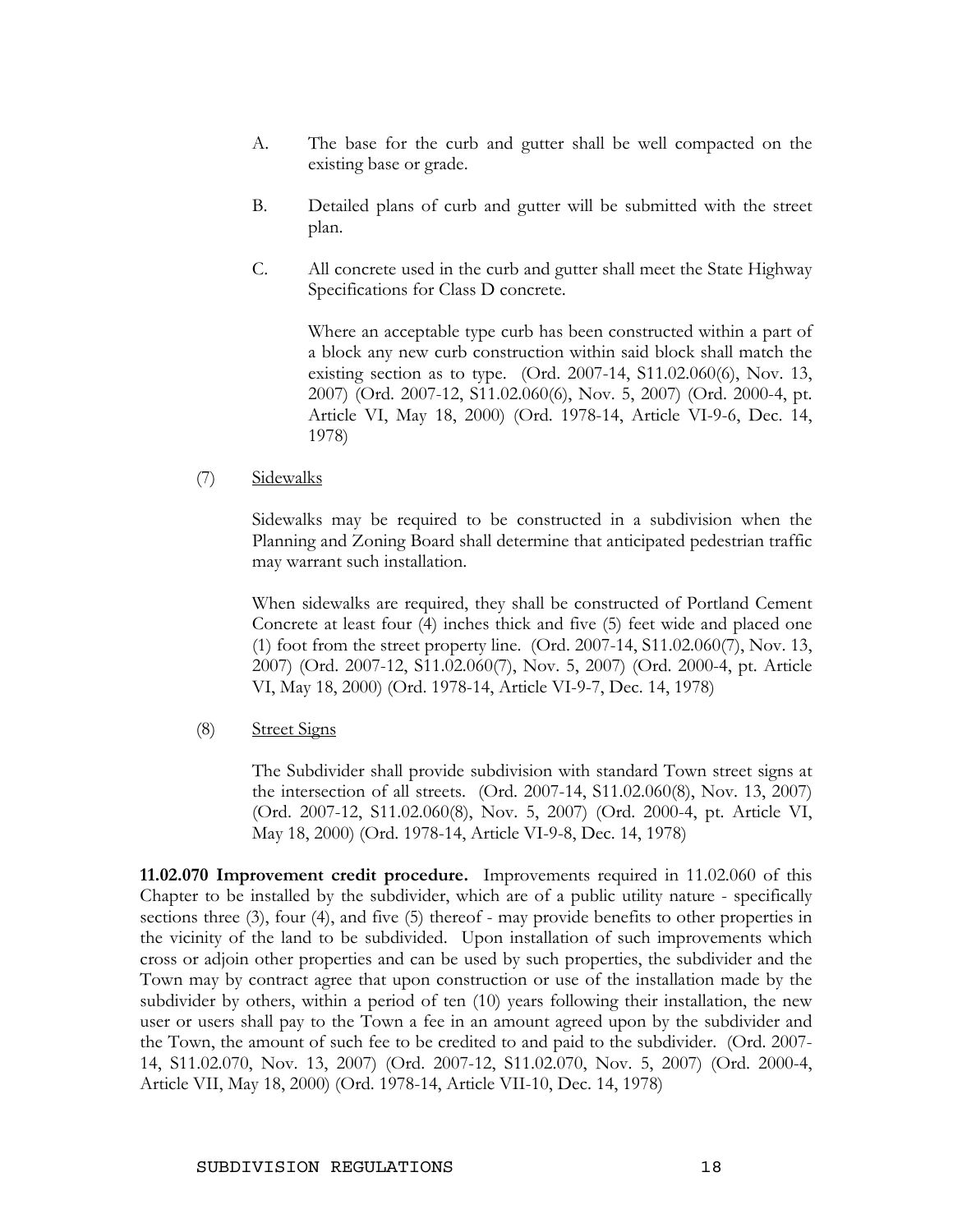A. The base for the curb and gutter shall be well compacted on the existing base or grade.

B. Detailed plans of curb and gutter will be submitted with the street plan.

C. All concrete used in the curb and gutter shall meet the State Highway Specifications for Class D concrete.

Where an acceptable type curb has been constructed within a part of a block any new curb construction within said block shall match the existing section as to type. (Ord. 2007-14, S11.02.060(6), Nov. 13, 2007) (Ord. 2007-12, S11.02.060(6), Nov. 5, 2007) (Ord. 2000-4, pt. Article VI, May 18, 2000) (Ord. 1978-14, Article VI-9-6, Dec. 14, 1978)

(7) Sidewalks

Sidewalks may be required to be constructed in a subdivision when the Planning and Zoning Board shall determine that anticipated pedestrian traffic may warrant such installation.

When sidewalks are required, they shall be constructed of Portland Cement Concrete at least four (4) inches thick and five (5) feet wide and placed one (1) foot from the street property line. (Ord. 2007-14, S11.02.060(7), Nov. 13, 2007) (Ord. 2007-12, S11.02.060(7), Nov. 5, 2007) (Ord. 2000-4, pt. Article VI, May 18, 2000) (Ord. 1978-14, Article VI-9-7, Dec. 14, 1978)

(8) Street Signs

The Subdivider shall provide subdivision with standard Town street signs at the intersection of all streets. (Ord. 2007-14, S11.02.060(8), Nov. 13, 2007) (Ord. 2007-12, S11.02.060(8), Nov. 5, 2007) (Ord. 2000-4, pt. Article VI, May 18, 2000) (Ord. 1978-14, Article VI-9-8, Dec. 14, 1978)

**11.02.070 Improvement credit procedure.** Improvements required in 11.02.060 of this Chapter to be installed by the subdivider, which are of a public utility nature - specifically sections three (3), four (4), and five (5) thereof - may provide benefits to other properties in the vicinity of the land to be subdivided. Upon installation of such improvements which cross or adjoin other properties and can be used by such properties, the subdivider and the Town may by contract agree that upon construction or use of the installation made by the subdivider by others, within a period of ten (10) years following their installation, the new user or users shall pay to the Town a fee in an amount agreed upon by the subdivider and the Town, the amount of such fee to be credited to and paid to the subdivider. (Ord. 2007-14, S11.02.070, Nov. 13, 2007) (Ord. 2007-12, S11.02.070, Nov. 5, 2007) (Ord. 2000-4, Article VII, May 18, 2000) (Ord. 1978-14, Article VII-10, Dec. 14, 1978)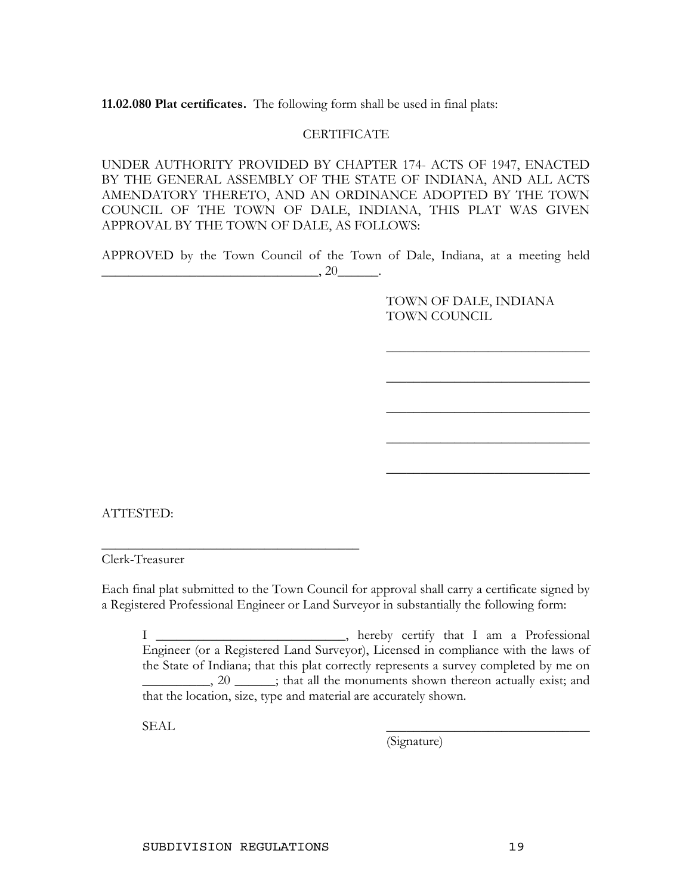**11.02.080 Plat certificates.** The following form shall be used in final plats:

CERTIFICATE

UNDER AUTHORITY PROVIDED BY CHAPTER 174- ACTS OF 1947, ENACTED BY THE GENERAL ASSEMBLY OF THE STATE OF INDIANA, AND ALL ACTS AMENDATORY THERETO, AND AN ORDINANCE ADOPTED BY THE TOWN COUNCIL OF THE TOWN OF DALE, INDIANA, THIS PLAT WAS GIVEN APPROVAL BY THE TOWN OF DALE, AS FOLLOWS:

APPROVED by the Town Council of the Town of Dale, Indiana, at a meeting held ________________________________, 20______.

TOWN OF DALE, INDIANA
TOWN COUNCIL

______________________________

______________________________

______________________________

______________________________

______________________________

ATTESTED:

______________________________________
Clerk-Treasurer

Each final plat submitted to the Town Council for approval shall carry a certificate signed by a Registered Professional Engineer or Land Surveyor in substantially the following form:

> I ____________________________, hereby certify that I am a Professional Engineer (or a Registered Land Surveyor), Licensed in compliance with the laws of the State of Indiana; that this plat correctly represents a survey completed by me on __________, 20 ______; that all the monuments shown thereon actually exist; and that the location, size, type and material are accurately shown.
>
> SEAL ______________________________
> (Signature)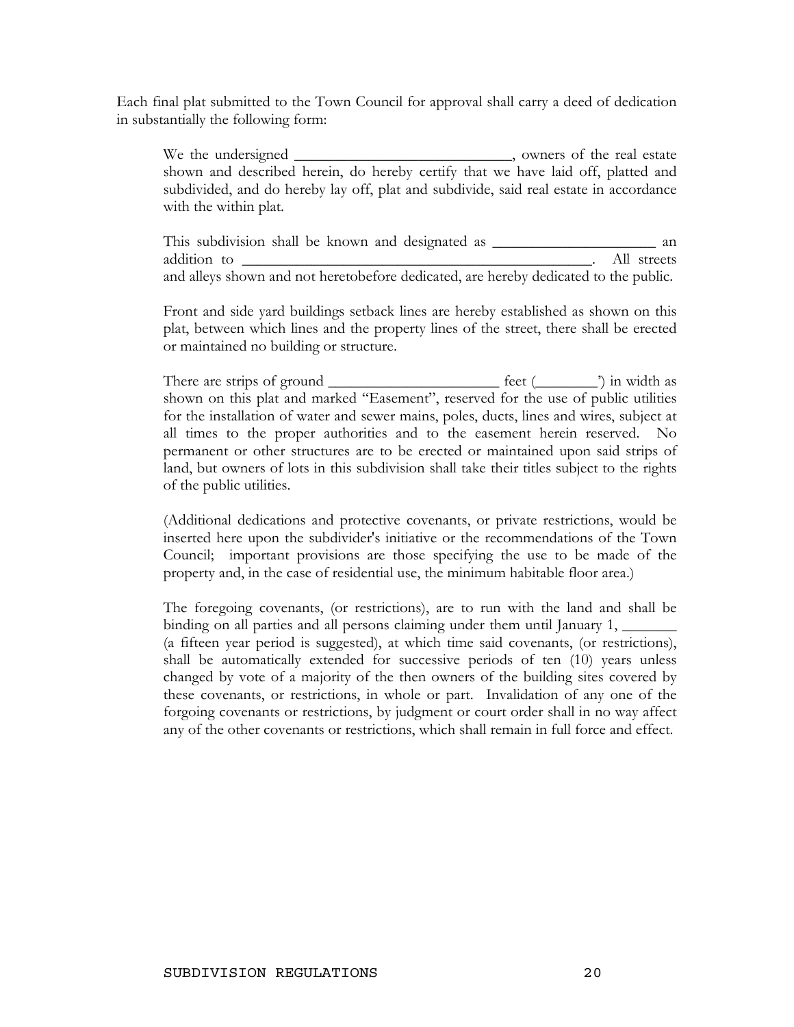Each final plat submitted to the Town Council for approval shall carry a deed of dedication in substantially the following form:

> We the undersigned ____________________________, owners of the real estate shown and described herein, do hereby certify that we have laid off, platted and subdivided, and do hereby lay off, plat and subdivide, said real estate in accordance with the within plat.
>
> This subdivision shall be known and designated as _____________________ an addition to _______________________________________________. All streets and alleys shown and not heretobefore dedicated, are hereby dedicated to the public.
>
> Front and side yard buildings setback lines are hereby established as shown on this plat, between which lines and the property lines of the street, there shall be erected or maintained no building or structure.
>
> There are strips of ground ______________________ feet (________') in width as shown on this plat and marked "Easement", reserved for the use of public utilities for the installation of water and sewer mains, poles, ducts, lines and wires, subject at all times to the proper authorities and to the easement herein reserved. No permanent or other structures are to be erected or maintained upon said strips of land, but owners of lots in this subdivision shall take their titles subject to the rights of the public utilities.
>
> (Additional dedications and protective covenants, or private restrictions, would be inserted here upon the subdivider's initiative or the recommendations of the Town Council; important provisions are those specifying the use to be made of the property and, in the case of residential use, the minimum habitable floor area.)
>
> The foregoing covenants, (or restrictions), are to run with the land and shall be binding on all parties and all persons claiming under them until January 1, _______ (a fifteen year period is suggested), at which time said covenants, (or restrictions), shall be automatically extended for successive periods of ten (10) years unless changed by vote of a majority of the then owners of the building sites covered by these covenants, or restrictions, in whole or part. Invalidation of any one of the forgoing covenants or restrictions, by judgment or court order shall in no way affect any of the other covenants or restrictions, which shall remain in full force and effect.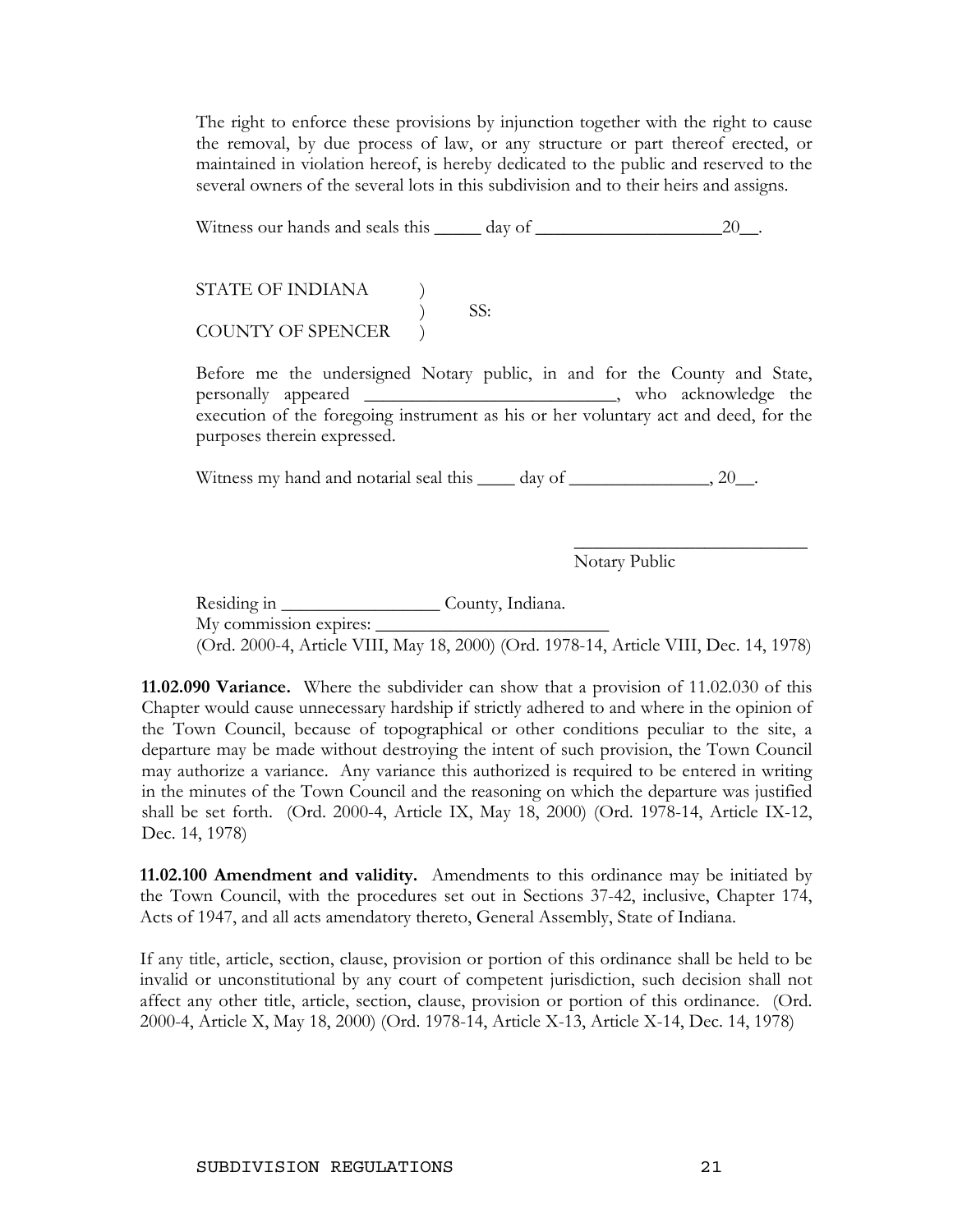The right to enforce these provisions by injunction together with the right to cause the removal, by due process of law, or any structure or part thereof erected, or maintained in violation hereof, is hereby dedicated to the public and reserved to the several owners of the several lots in this subdivision and to their heirs and assigns.

Witness our hands and seals this _____ day of ____________________20__.

STATE OF INDIANA )
) SS:
COUNTY OF SPENCER )

Before me the undersigned Notary public, in and for the County and State, personally appeared ___________________________, who acknowledge the execution of the foregoing instrument as his or her voluntary act and deed, for the purposes therein expressed.

Witness my hand and notarial seal this ____ day of _______________, 20__.

_________________________
Notary Public

Residing in _________________ County, Indiana.
My commission expires: _________________________
(Ord. 2000-4, Article VIII, May 18, 2000) (Ord. 1978-14, Article VIII, Dec. 14, 1978)

**11.02.090 Variance.** Where the subdivider can show that a provision of 11.02.030 of this Chapter would cause unnecessary hardship if strictly adhered to and where in the opinion of the Town Council, because of topographical or other conditions peculiar to the site, a departure may be made without destroying the intent of such provision, the Town Council may authorize a variance. Any variance this authorized is required to be entered in writing in the minutes of the Town Council and the reasoning on which the departure was justified shall be set forth. (Ord. 2000-4, Article IX, May 18, 2000) (Ord. 1978-14, Article IX-12, Dec. 14, 1978)

**11.02.100 Amendment and validity.** Amendments to this ordinance may be initiated by the Town Council, with the procedures set out in Sections 37-42, inclusive, Chapter 174, Acts of 1947, and all acts amendatory thereto, General Assembly, State of Indiana.

If any title, article, section, clause, provision or portion of this ordinance shall be held to be invalid or unconstitutional by any court of competent jurisdiction, such decision shall not affect any other title, article, section, clause, provision or portion of this ordinance. (Ord. 2000-4, Article X, May 18, 2000) (Ord. 1978-14, Article X-13, Article X-14, Dec. 14, 1978)